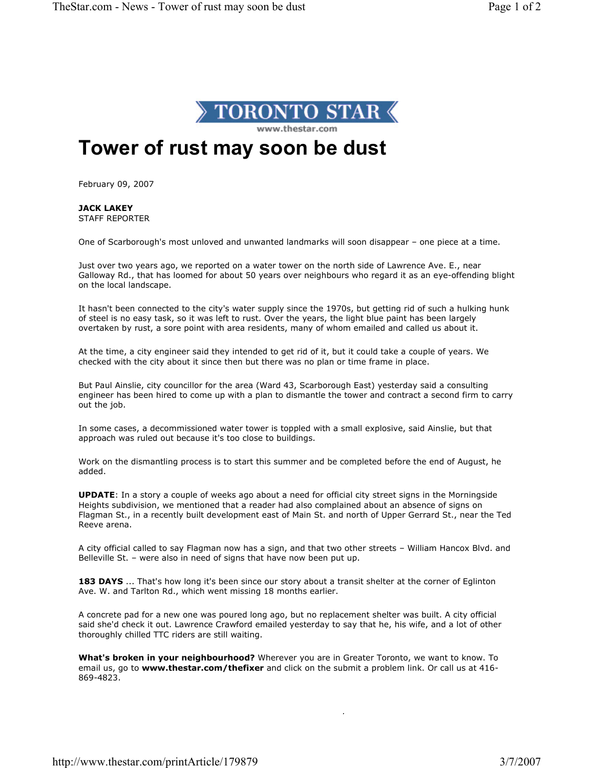TORONTO STAR

www.thestar.com

# Tower of rust may soon be dust

February 09, 2007

**JACK LAKEY**
STAFF REPORTER

One of Scarborough's most unloved and unwanted landmarks will soon disappear – one piece at a time.

Just over two years ago, we reported on a water tower on the north side of Lawrence Ave. E., near Galloway Rd., that has loomed for about 50 years over neighbours who regard it as an eye-offending blight on the local landscape.

It hasn't been connected to the city's water supply since the 1970s, but getting rid of such a hulking hunk of steel is no easy task, so it was left to rust. Over the years, the light blue paint has been largely overtaken by rust, a sore point with area residents, many of whom emailed and called us about it.

At the time, a city engineer said they intended to get rid of it, but it could take a couple of years. We checked with the city about it since then but there was no plan or time frame in place.

But Paul Ainslie, city councillor for the area (Ward 43, Scarborough East) yesterday said a consulting engineer has been hired to come up with a plan to dismantle the tower and contract a second firm to carry out the job.

In some cases, a decommissioned water tower is toppled with a small explosive, said Ainslie, but that approach was ruled out because it's too close to buildings.

Work on the dismantling process is to start this summer and be completed before the end of August, he added.

**UPDATE**: In a story a couple of weeks ago about a need for official city street signs in the Morningside Heights subdivision, we mentioned that a reader had also complained about an absence of signs on Flagman St., in a recently built development east of Main St. and north of Upper Gerrard St., near the Ted Reeve arena.

A city official called to say Flagman now has a sign, and that two other streets – William Hancox Blvd. and Belleville St. – were also in need of signs that have now been put up.

**183 DAYS** ... That's how long it's been since our story about a transit shelter at the corner of Eglinton Ave. W. and Tarlton Rd., which went missing 18 months earlier.

A concrete pad for a new one was poured long ago, but no replacement shelter was built. A city official said she'd check it out. Lawrence Crawford emailed yesterday to say that he, his wife, and a lot of other thoroughly chilled TTC riders are still waiting.

**What's broken in your neighbourhood?** Wherever you are in Greater Toronto, we want to know. To email us, go to **www.thestar.com/thefixer** and click on the submit a problem link. Or call us at 416-869-4823.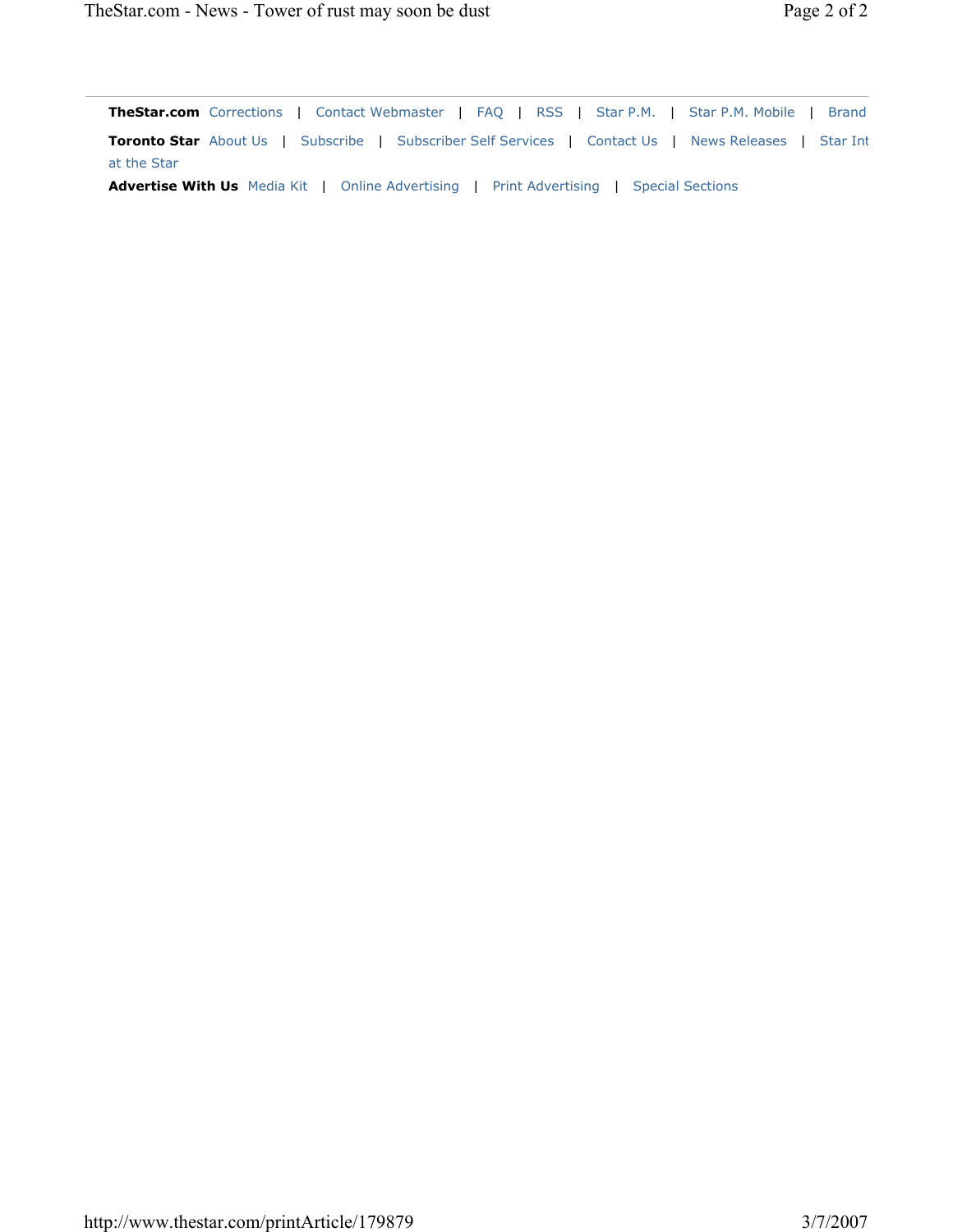**TheStar.com** Corrections | Contact Webmaster | FAQ | RSS | Star P.M. | Star P.M. Mobile | Brand

**Toronto Star** About Us | Subscribe | Subscriber Self Services | Contact Us | News Releases | Star Int at the Star

**Advertise With Us** Media Kit | Online Advertising | Print Advertising | Special Sections